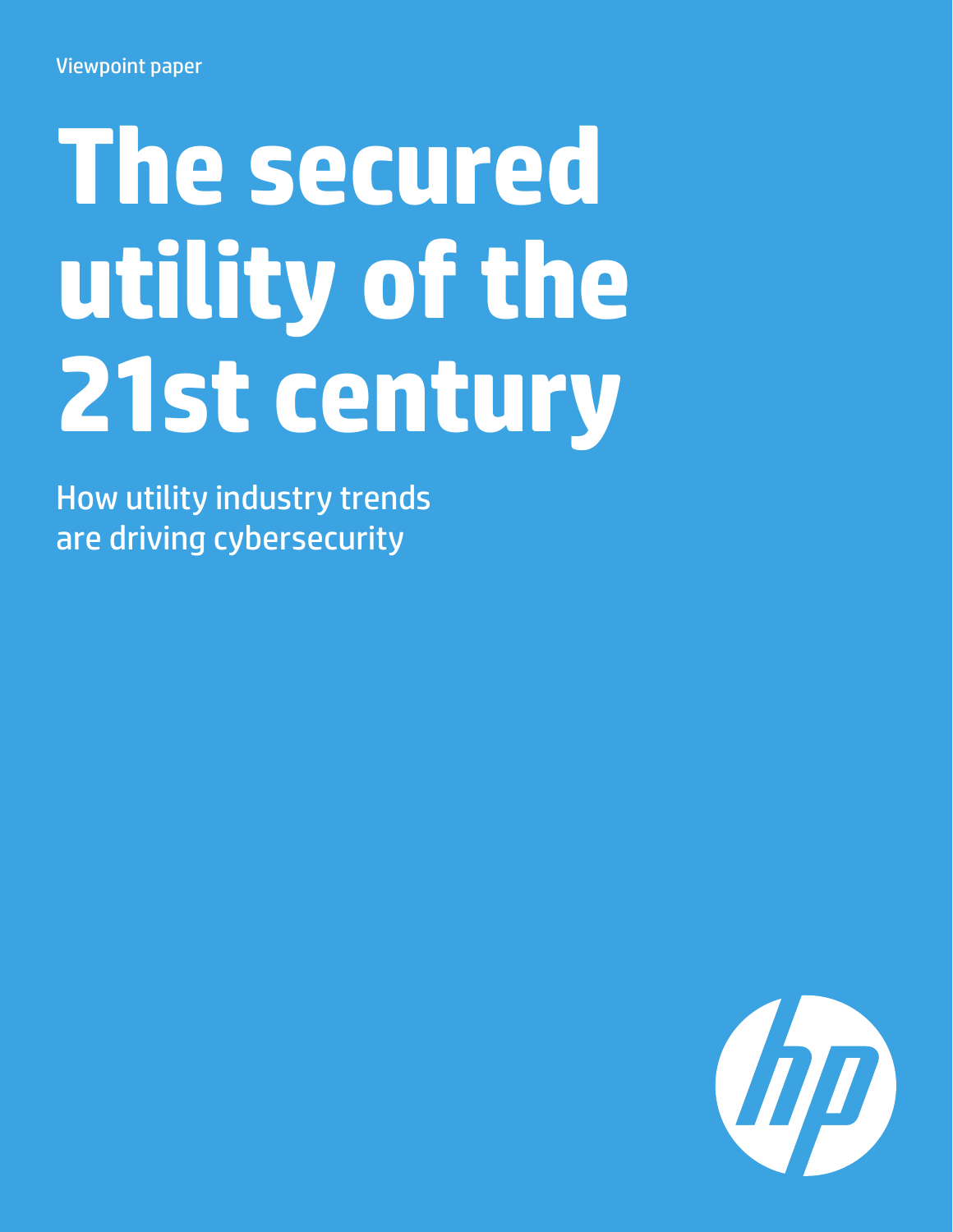Viewpoint paper

# The secured utility of the 21st century

How utility industry trends are driving cybersecurity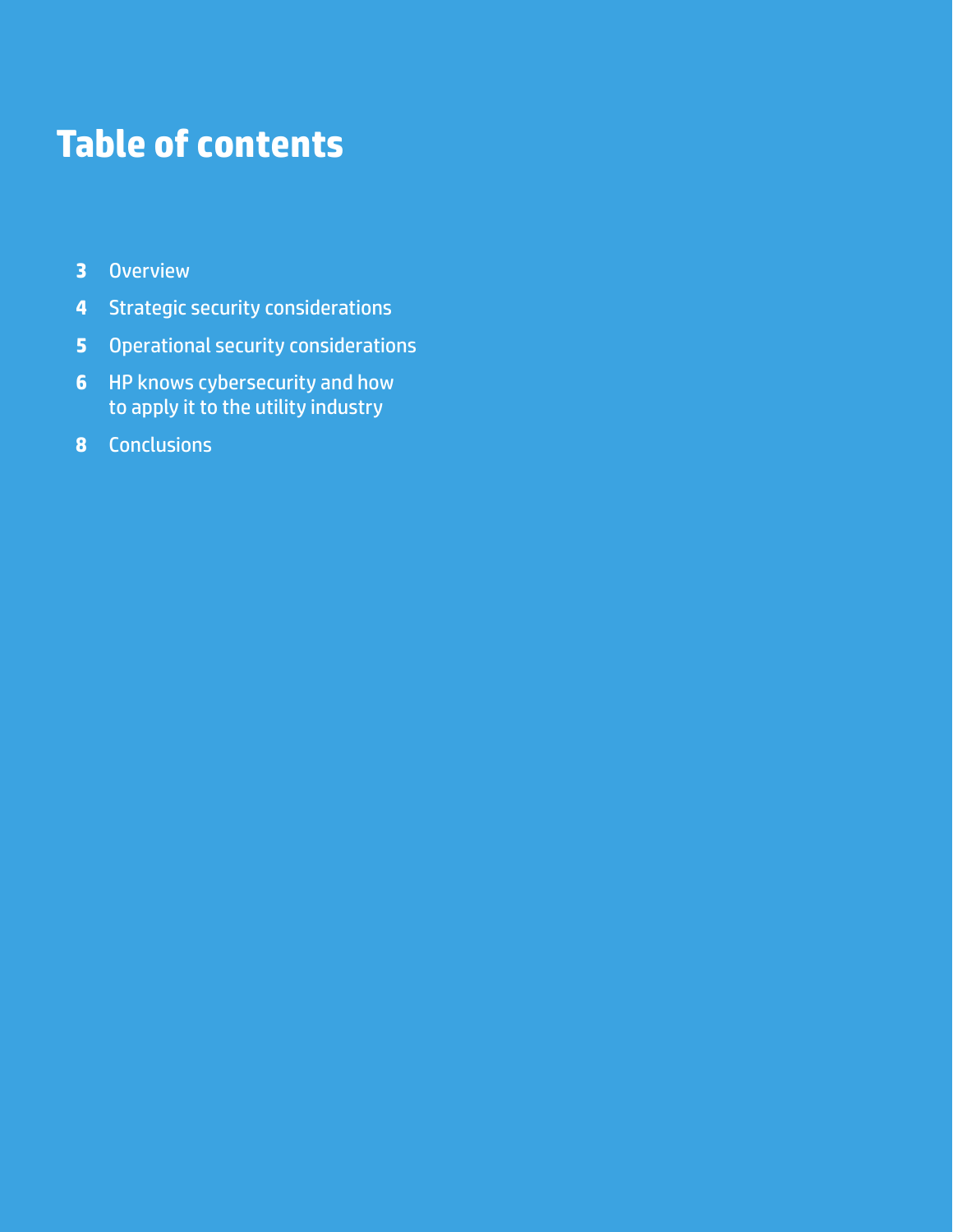# Table of contents

- **3** Overview
- **4** Strategic security considerations
- **5** Operational security considerations
- **6** HP knows cybersecurity and how to apply it to the utility industry
- **8** Conclusions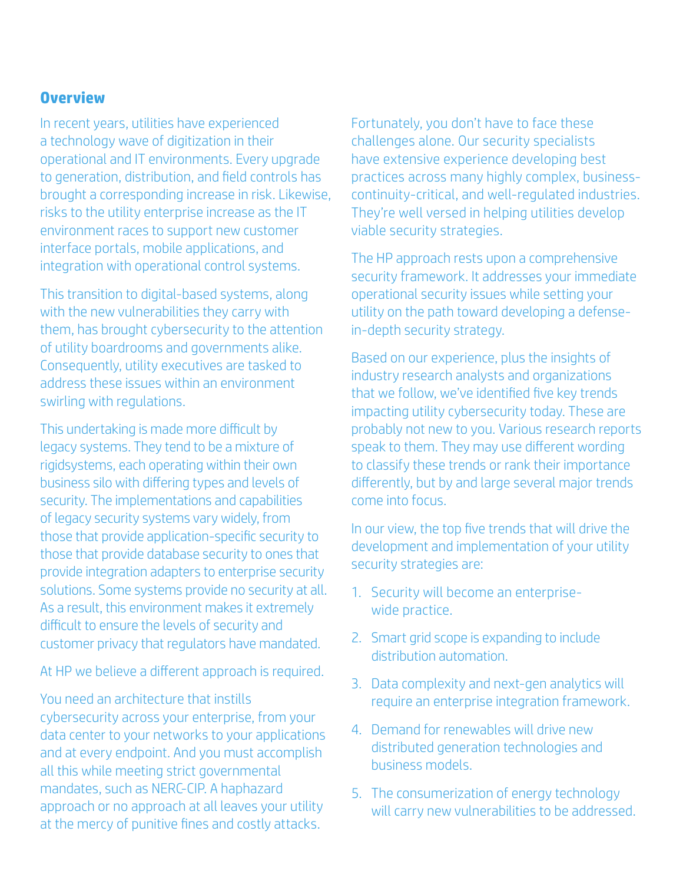## Overview

In recent years, utilities have experienced a technology wave of digitization in their operational and IT environments. Every upgrade to generation, distribution, and field controls has brought a corresponding increase in risk. Likewise, risks to the utility enterprise increase as the IT environment races to support new customer interface portals, mobile applications, and integration with operational control systems.

This transition to digital-based systems, along with the new vulnerabilities they carry with them, has brought cybersecurity to the attention of utility boardrooms and governments alike. Consequently, utility executives are tasked to address these issues within an environment swirling with regulations.

This undertaking is made more difficult by legacy systems. They tend to be a mixture of rigidsystems, each operating within their own business silo with differing types and levels of security. The implementations and capabilities of legacy security systems vary widely, from those that provide application-specific security to those that provide database security to ones that provide integration adapters to enterprise security solutions. Some systems provide no security at all. As a result, this environment makes it extremely difficult to ensure the levels of security and customer privacy that regulators have mandated.

At HP we believe a different approach is required.

You need an architecture that instills cybersecurity across your enterprise, from your data center to your networks to your applications and at every endpoint. And you must accomplish all this while meeting strict governmental mandates, such as NERC-CIP. A haphazard approach or no approach at all leaves your utility at the mercy of punitive fines and costly attacks.

Fortunately, you don't have to face these challenges alone. Our security specialists have extensive experience developing best practices across many highly complex, business-continuity-critical, and well-regulated industries. They're well versed in helping utilities develop viable security strategies.

The HP approach rests upon a comprehensive security framework. It addresses your immediate operational security issues while setting your utility on the path toward developing a defense-in-depth security strategy.

Based on our experience, plus the insights of industry research analysts and organizations that we follow, we've identified five key trends impacting utility cybersecurity today. These are probably not new to you. Various research reports speak to them. They may use different wording to classify these trends or rank their importance differently, but by and large several major trends come into focus.

In our view, the top five trends that will drive the development and implementation of your utility security strategies are:

1. Security will become an enterprise-wide practice.
2. Smart grid scope is expanding to include distribution automation.
3. Data complexity and next-gen analytics will require an enterprise integration framework.
4. Demand for renewables will drive new distributed generation technologies and business models.
5. The consumerization of energy technology will carry new vulnerabilities to be addressed.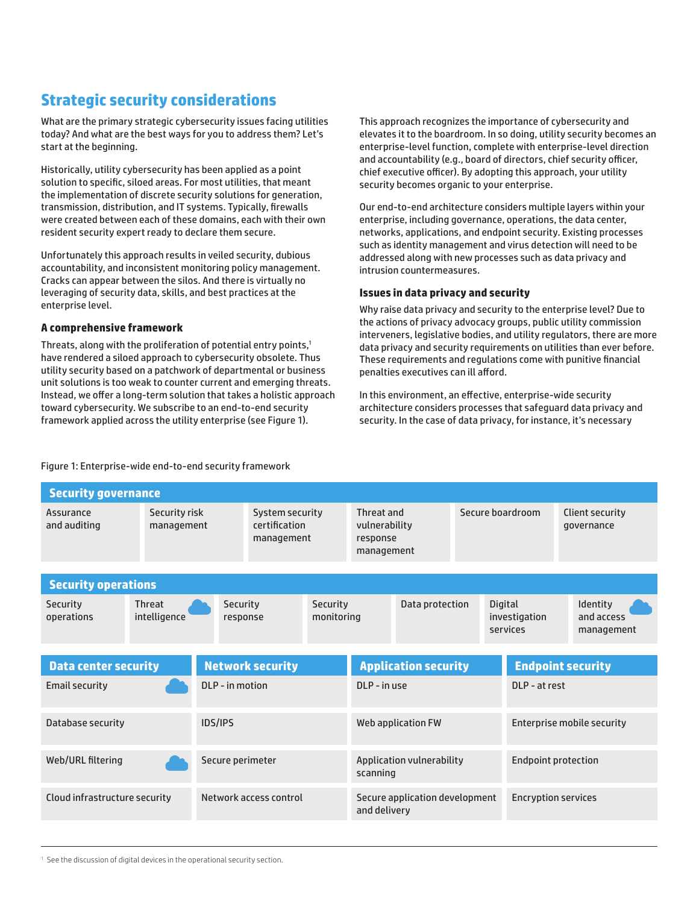## Strategic security considerations

What are the primary strategic cybersecurity issues facing utilities today? And what are the best ways for you to address them? Let's start at the beginning.

Historically, utility cybersecurity has been applied as a point solution to specific, siloed areas. For most utilities, that meant the implementation of discrete security solutions for generation, transmission, distribution, and IT systems. Typically, firewalls were created between each of these domains, each with their own resident security expert ready to declare them secure.

Unfortunately this approach results in veiled security, dubious accountability, and inconsistent monitoring policy management. Cracks can appear between the silos. And there is virtually no leveraging of security data, skills, and best practices at the enterprise level.

### A comprehensive framework

Threats, along with the proliferation of potential entry points,[1] have rendered a siloed approach to cybersecurity obsolete. Thus utility security based on a patchwork of departmental or business unit solutions is too weak to counter current and emerging threats. Instead, we offer a long-term solution that takes a holistic approach toward cybersecurity. We subscribe to an end-to-end security framework applied across the utility enterprise (see Figure 1).

This approach recognizes the importance of cybersecurity and elevates it to the boardroom. In so doing, utility security becomes an enterprise-level function, complete with enterprise-level direction and accountability (e.g., board of directors, chief security officer, chief executive officer). By adopting this approach, your utility security becomes organic to your enterprise.

Our end-to-end architecture considers multiple layers within your enterprise, including governance, operations, the data center, networks, applications, and endpoint security. Existing processes such as identity management and virus detection will need to be addressed along with new processes such as data privacy and intrusion countermeasures.

### Issues in data privacy and security

Why raise data privacy and security to the enterprise level? Due to the actions of privacy advocacy groups, public utility commission interveners, legislative bodies, and utility regulators, there are more data privacy and security requirements on utilities than ever before. These requirements and regulations come with punitive financial penalties executives can ill afford.

In this environment, an effective, enterprise-wide security architecture considers processes that safeguard data privacy and security. In the case of data privacy, for instance, it's necessary

Figure 1: Enterprise-wide end-to-end security framework

**Security governance**

| Assurance and auditing | Security risk management | System security certification management | Threat and vulnerability response management | Secure boardroom | Client security governance |
|---|---|---|---|---|---|

**Security operations**

| Security operations | Threat intelligence | Security response | Security monitoring | Data protection | Digital investigation services | Identity and access management |
|---|---|---|---|---|---|---|

| Data center security | Network security | Application security | Endpoint security |
|---|---|---|---|
| Email security | DLP - in motion | DLP - in use | DLP - at rest |
| Database security | IDS/IPS | Web application FW | Enterprise mobile security |
| Web/URL filtering | Secure perimeter | Application vulnerability scanning | Endpoint protection |
| Cloud infrastructure security | Network access control | Secure application development and delivery | Encryption services |

[1] See the discussion of digital devices in the operational security section.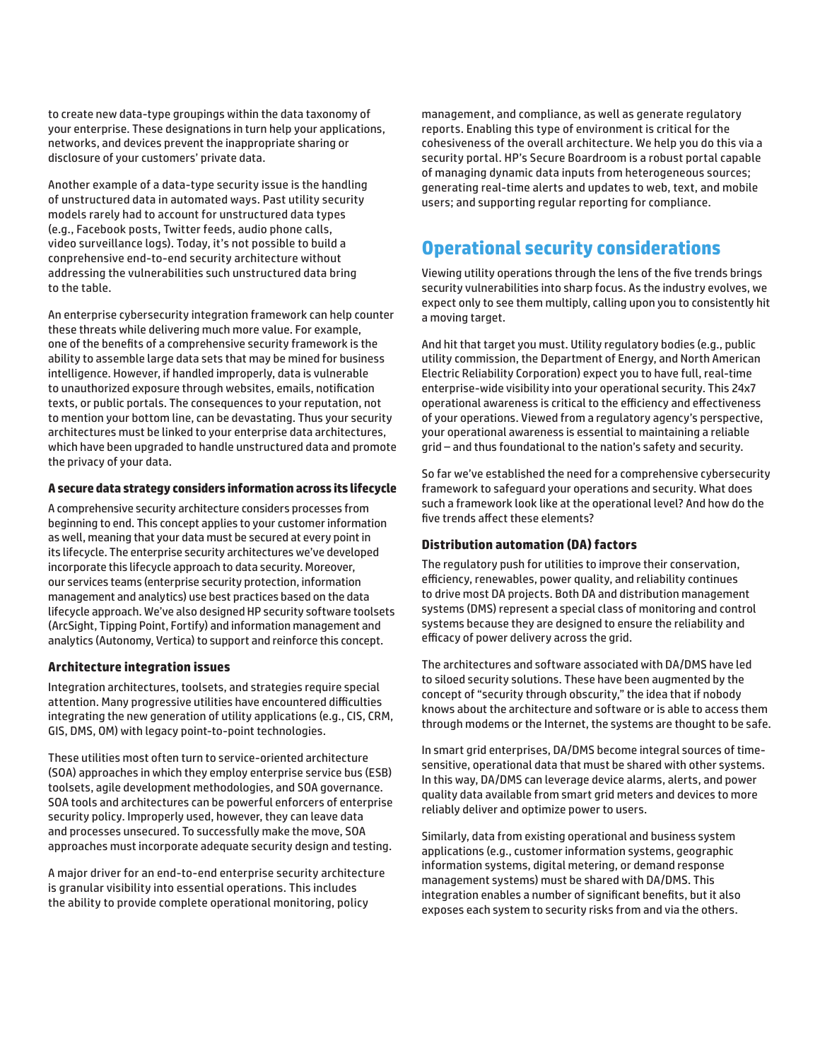to create new data-type groupings within the data taxonomy of your enterprise. These designations in turn help your applications, networks, and devices prevent the inappropriate sharing or disclosure of your customers' private data.

Another example of a data-type security issue is the handling of unstructured data in automated ways. Past utility security models rarely had to account for unstructured data types (e.g., Facebook posts, Twitter feeds, audio phone calls, video surveillance logs). Today, it's not possible to build a conprehensive end-to-end security architecture without addressing the vulnerabilities such unstructured data bring to the table.

An enterprise cybersecurity integration framework can help counter these threats while delivering much more value. For example, one of the benefits of a comprehensive security framework is the ability to assemble large data sets that may be mined for business intelligence. However, if handled improperly, data is vulnerable to unauthorized exposure through websites, emails, notification texts, or public portals. The consequences to your reputation, not to mention your bottom line, can be devastating. Thus your security architectures must be linked to your enterprise data architectures, which have been upgraded to handle unstructured data and promote the privacy of your data.

### A secure data strategy considers information across its lifecycle

A comprehensive security architecture considers processes from beginning to end. This concept applies to your customer information as well, meaning that your data must be secured at every point in its lifecycle. The enterprise security architectures we've developed incorporate this lifecycle approach to data security. Moreover, our services teams (enterprise security protection, information management and analytics) use best practices based on the data lifecycle approach. We've also designed HP security software toolsets (ArcSight, Tipping Point, Fortify) and information management and analytics (Autonomy, Vertica) to support and reinforce this concept.

### Architecture integration issues

Integration architectures, toolsets, and strategies require special attention. Many progressive utilities have encountered difficulties integrating the new generation of utility applications (e.g., CIS, CRM, GIS, DMS, OM) with legacy point-to-point technologies.

These utilities most often turn to service-oriented architecture (SOA) approaches in which they employ enterprise service bus (ESB) toolsets, agile development methodologies, and SOA governance. SOA tools and architectures can be powerful enforcers of enterprise security policy. Improperly used, however, they can leave data and processes unsecured. To successfully make the move, SOA approaches must incorporate adequate security design and testing.

A major driver for an end-to-end enterprise security architecture is granular visibility into essential operations. This includes the ability to provide complete operational monitoring, policy management, and compliance, as well as generate regulatory reports. Enabling this type of environment is critical for the cohesiveness of the overall architecture. We help you do this via a security portal. HP's Secure Boardroom is a robust portal capable of managing dynamic data inputs from heterogeneous sources; generating real-time alerts and updates to web, text, and mobile users; and supporting regular reporting for compliance.

## Operational security considerations

Viewing utility operations through the lens of the five trends brings security vulnerabilities into sharp focus. As the industry evolves, we expect only to see them multiply, calling upon you to consistently hit a moving target.

And hit that target you must. Utility regulatory bodies (e.g., public utility commission, the Department of Energy, and North American Electric Reliability Corporation) expect you to have full, real-time enterprise-wide visibility into your operational security. This 24x7 operational awareness is critical to the efficiency and effectiveness of your operations. Viewed from a regulatory agency's perspective, your operational awareness is essential to maintaining a reliable grid – and thus foundational to the nation's safety and security.

So far we've established the need for a comprehensive cybersecurity framework to safeguard your operations and security. What does such a framework look like at the operational level? And how do the five trends affect these elements?

### Distribution automation (DA) factors

The regulatory push for utilities to improve their conservation, efficiency, renewables, power quality, and reliability continues to drive most DA projects. Both DA and distribution management systems (DMS) represent a special class of monitoring and control systems because they are designed to ensure the reliability and efficacy of power delivery across the grid.

The architectures and software associated with DA/DMS have led to siloed security solutions. These have been augmented by the concept of "security through obscurity," the idea that if nobody knows about the architecture and software or is able to access them through modems or the Internet, the systems are thought to be safe.

In smart grid enterprises, DA/DMS become integral sources of time-sensitive, operational data that must be shared with other systems. In this way, DA/DMS can leverage device alarms, alerts, and power quality data available from smart grid meters and devices to more reliably deliver and optimize power to users.

Similarly, data from existing operational and business system applications (e.g., customer information systems, geographic information systems, digital metering, or demand response management systems) must be shared with DA/DMS. This integration enables a number of significant benefits, but it also exposes each system to security risks from and via the others.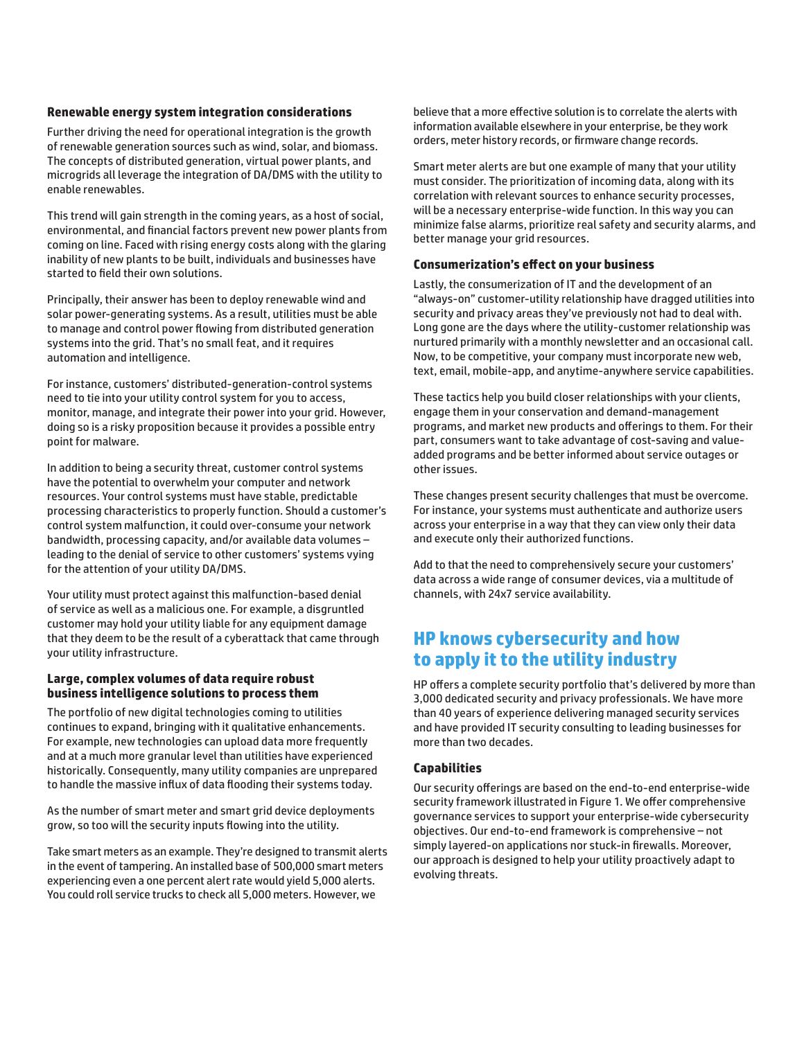### Renewable energy system integration considerations

Further driving the need for operational integration is the growth of renewable generation sources such as wind, solar, and biomass. The concepts of distributed generation, virtual power plants, and microgrids all leverage the integration of DA/DMS with the utility to enable renewables.

This trend will gain strength in the coming years, as a host of social, environmental, and financial factors prevent new power plants from coming on line. Faced with rising energy costs along with the glaring inability of new plants to be built, individuals and businesses have started to field their own solutions.

Principally, their answer has been to deploy renewable wind and solar power-generating systems. As a result, utilities must be able to manage and control power flowing from distributed generation systems into the grid. That's no small feat, and it requires automation and intelligence.

For instance, customers' distributed-generation-control systems need to tie into your utility control system for you to access, monitor, manage, and integrate their power into your grid. However, doing so is a risky proposition because it provides a possible entry point for malware.

In addition to being a security threat, customer control systems have the potential to overwhelm your computer and network resources. Your control systems must have stable, predictable processing characteristics to properly function. Should a customer's control system malfunction, it could over-consume your network bandwidth, processing capacity, and/or available data volumes – leading to the denial of service to other customers' systems vying for the attention of your utility DA/DMS.

Your utility must protect against this malfunction-based denial of service as well as a malicious one. For example, a disgruntled customer may hold your utility liable for any equipment damage that they deem to be the result of a cyberattack that came through your utility infrastructure.

### Large, complex volumes of data require robust business intelligence solutions to process them

The portfolio of new digital technologies coming to utilities continues to expand, bringing with it qualitative enhancements. For example, new technologies can upload data more frequently and at a much more granular level than utilities have experienced historically. Consequently, many utility companies are unprepared to handle the massive influx of data flooding their systems today.

As the number of smart meter and smart grid device deployments grow, so too will the security inputs flowing into the utility.

Take smart meters as an example. They're designed to transmit alerts in the event of tampering. An installed base of 500,000 smart meters experiencing even a one percent alert rate would yield 5,000 alerts. You could roll service trucks to check all 5,000 meters. However, we believe that a more effective solution is to correlate the alerts with information available elsewhere in your enterprise, be they work orders, meter history records, or firmware change records.

Smart meter alerts are but one example of many that your utility must consider. The prioritization of incoming data, along with its correlation with relevant sources to enhance security processes, will be a necessary enterprise-wide function. In this way you can minimize false alarms, prioritize real safety and security alarms, and better manage your grid resources.

### Consumerization's effect on your business

Lastly, the consumerization of IT and the development of an "always-on" customer-utility relationship have dragged utilities into security and privacy areas they've previously not had to deal with. Long gone are the days where the utility-customer relationship was nurtured primarily with a monthly newsletter and an occasional call. Now, to be competitive, your company must incorporate new web, text, email, mobile-app, and anytime-anywhere service capabilities.

These tactics help you build closer relationships with your clients, engage them in your conservation and demand-management programs, and market new products and offerings to them. For their part, consumers want to take advantage of cost-saving and value-added programs and be better informed about service outages or other issues.

These changes present security challenges that must be overcome. For instance, your systems must authenticate and authorize users across your enterprise in a way that they can view only their data and execute only their authorized functions.

Add to that the need to comprehensively secure your customers' data across a wide range of consumer devices, via a multitude of channels, with 24x7 service availability.

## HP knows cybersecurity and how to apply it to the utility industry

HP offers a complete security portfolio that's delivered by more than 3,000 dedicated security and privacy professionals. We have more than 40 years of experience delivering managed security services and have provided IT security consulting to leading businesses for more than two decades.

### Capabilities

Our security offerings are based on the end-to-end enterprise-wide security framework illustrated in Figure 1. We offer comprehensive governance services to support your enterprise-wide cybersecurity objectives. Our end-to-end framework is comprehensive – not simply layered-on applications nor stuck-in firewalls. Moreover, our approach is designed to help your utility proactively adapt to evolving threats.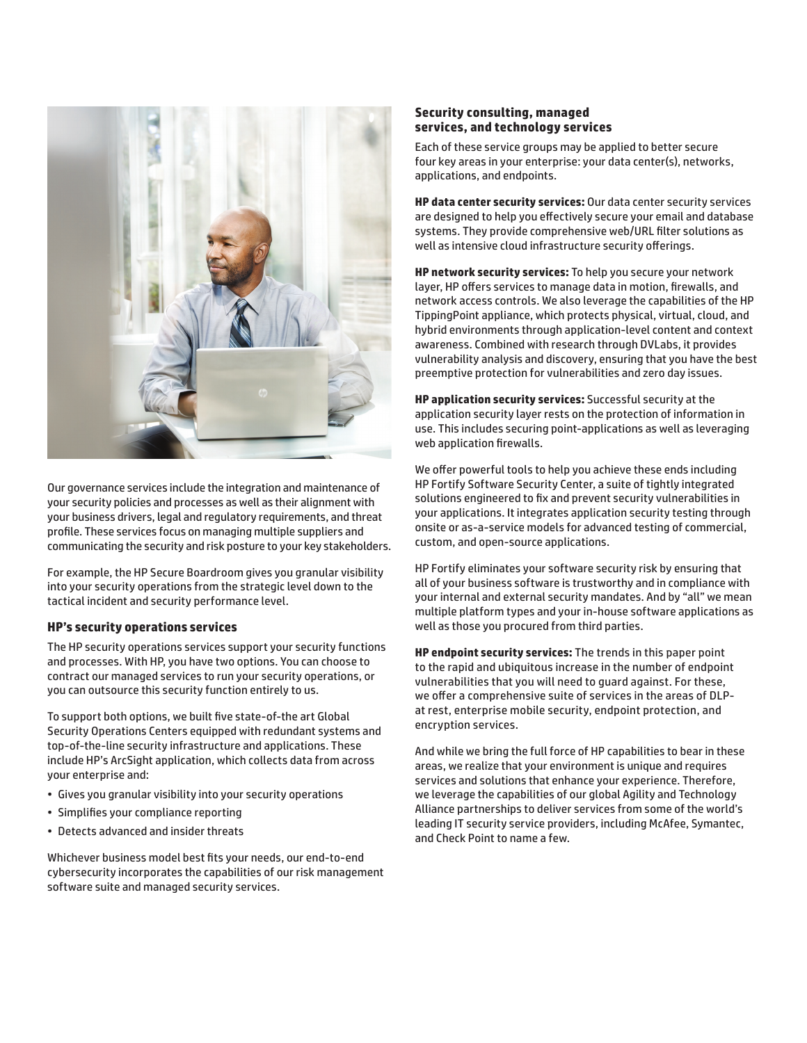Our governance services include the integration and maintenance of your security policies and processes as well as their alignment with your business drivers, legal and regulatory requirements, and threat profile. These services focus on managing multiple suppliers and communicating the security and risk posture to your key stakeholders.

For example, the HP Secure Boardroom gives you granular visibility into your security operations from the strategic level down to the tactical incident and security performance level.

### HP's security operations services

The HP security operations services support your security functions and processes. With HP, you have two options. You can choose to contract our managed services to run your security operations, or you can outsource this security function entirely to us.

To support both options, we built five state-of-the art Global Security Operations Centers equipped with redundant systems and top-of-the-line security infrastructure and applications. These include HP's ArcSight application, which collects data from across your enterprise and:

- Gives you granular visibility into your security operations
- Simplifies your compliance reporting
- Detects advanced and insider threats

Whichever business model best fits your needs, our end-to-end cybersecurity incorporates the capabilities of our risk management software suite and managed security services.

### Security consulting, managed services, and technology services

Each of these service groups may be applied to better secure four key areas in your enterprise: your data center(s), networks, applications, and endpoints.

**HP data center security services:** Our data center security services are designed to help you effectively secure your email and database systems. They provide comprehensive web/URL filter solutions as well as intensive cloud infrastructure security offerings.

**HP network security services:** To help you secure your network layer, HP offers services to manage data in motion, firewalls, and network access controls. We also leverage the capabilities of the HP TippingPoint appliance, which protects physical, virtual, cloud, and hybrid environments through application-level content and context awareness. Combined with research through DVLabs, it provides vulnerability analysis and discovery, ensuring that you have the best preemptive protection for vulnerabilities and zero day issues.

**HP application security services:** Successful security at the application security layer rests on the protection of information in use. This includes securing point-applications as well as leveraging web application firewalls.

We offer powerful tools to help you achieve these ends including HP Fortify Software Security Center, a suite of tightly integrated solutions engineered to fix and prevent security vulnerabilities in your applications. It integrates application security testing through onsite or as-a-service models for advanced testing of commercial, custom, and open-source applications.

HP Fortify eliminates your software security risk by ensuring that all of your business software is trustworthy and in compliance with your internal and external security mandates. And by "all" we mean multiple platform types and your in-house software applications as well as those you procured from third parties.

**HP endpoint security services:** The trends in this paper point to the rapid and ubiquitous increase in the number of endpoint vulnerabilities that you will need to guard against. For these, we offer a comprehensive suite of services in the areas of DLP-at rest, enterprise mobile security, endpoint protection, and encryption services.

And while we bring the full force of HP capabilities to bear in these areas, we realize that your environment is unique and requires services and solutions that enhance your experience. Therefore, we leverage the capabilities of our global Agility and Technology Alliance partnerships to deliver services from some of the world's leading IT security service providers, including McAfee, Symantec, and Check Point to name a few.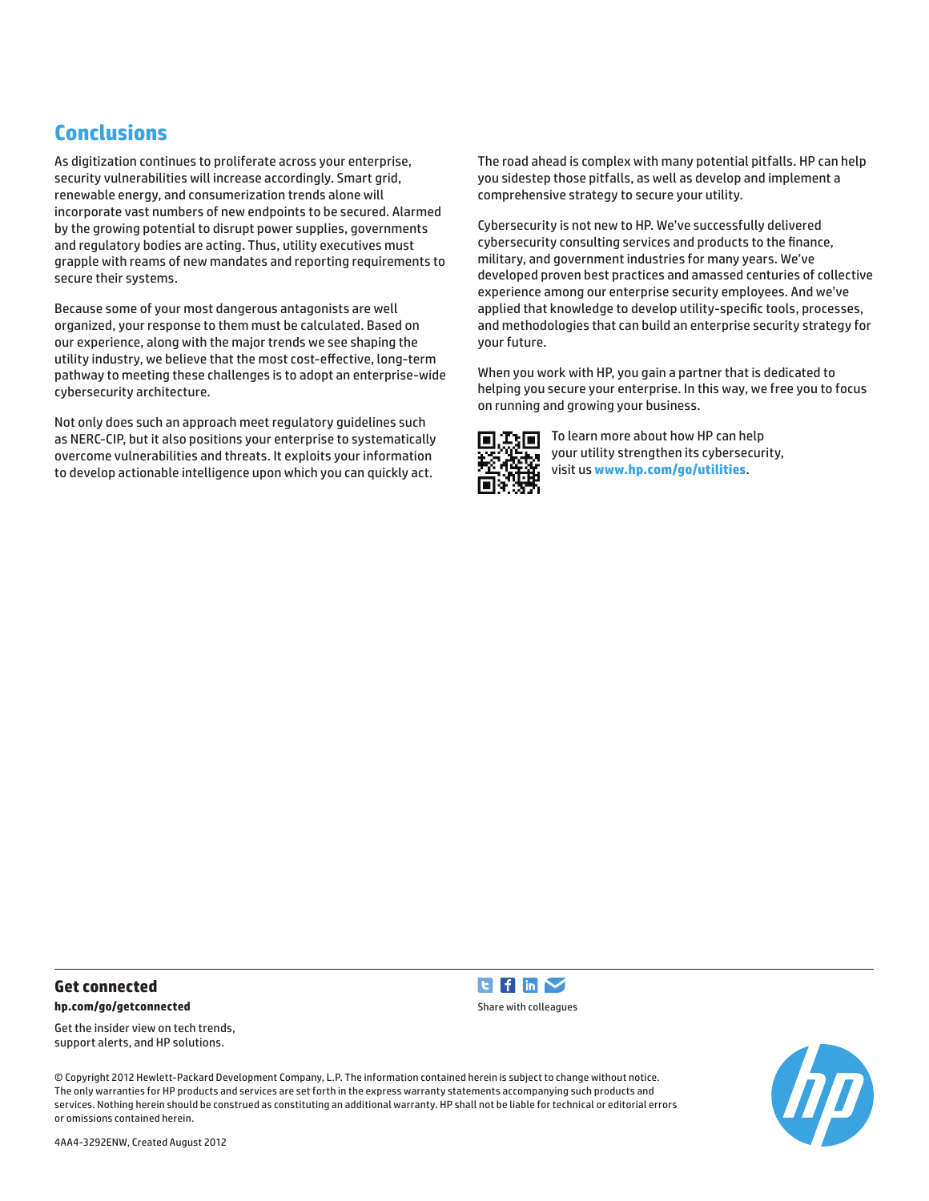## Conclusions

As digitization continues to proliferate across your enterprise, security vulnerabilities will increase accordingly. Smart grid, renewable energy, and consumerization trends alone will incorporate vast numbers of new endpoints to be secured. Alarmed by the growing potential to disrupt power supplies, governments and regulatory bodies are acting. Thus, utility executives must grapple with reams of new mandates and reporting requirements to secure their systems.

Because some of your most dangerous antagonists are well organized, your response to them must be calculated. Based on our experience, along with the major trends we see shaping the utility industry, we believe that the most cost-effective, long-term pathway to meeting these challenges is to adopt an enterprise-wide cybersecurity architecture.

Not only does such an approach meet regulatory guidelines such as NERC-CIP, but it also positions your enterprise to systematically overcome vulnerabilities and threats. It exploits your information to develop actionable intelligence upon which you can quickly act.

The road ahead is complex with many potential pitfalls. HP can help you sidestep those pitfalls, as well as develop and implement a comprehensive strategy to secure your utility.

Cybersecurity is not new to HP. We've successfully delivered cybersecurity consulting services and products to the finance, military, and government industries for many years. We've developed proven best practices and amassed centuries of collective experience among our enterprise security employees. And we've applied that knowledge to develop utility-specific tools, processes, and methodologies that can build an enterprise security strategy for your future.

When you work with HP, you gain a partner that is dedicated to helping you secure your enterprise. In this way, we free you to focus on running and growing your business.

To learn more about how HP can help your utility strengthen its cybersecurity, visit us **www.hp.com/go/utilities**.

**Get connected**

**hp.com/go/getconnected**

Get the insider view on tech trends, support alerts, and HP solutions.

Share with colleagues

© Copyright 2012 Hewlett-Packard Development Company, L.P. The information contained herein is subject to change without notice. The only warranties for HP products and services are set forth in the express warranty statements accompanying such products and services. Nothing herein should be construed as constituting an additional warranty. HP shall not be liable for technical or editorial errors or omissions contained herein.

4AA4-3292ENW, Created August 2012